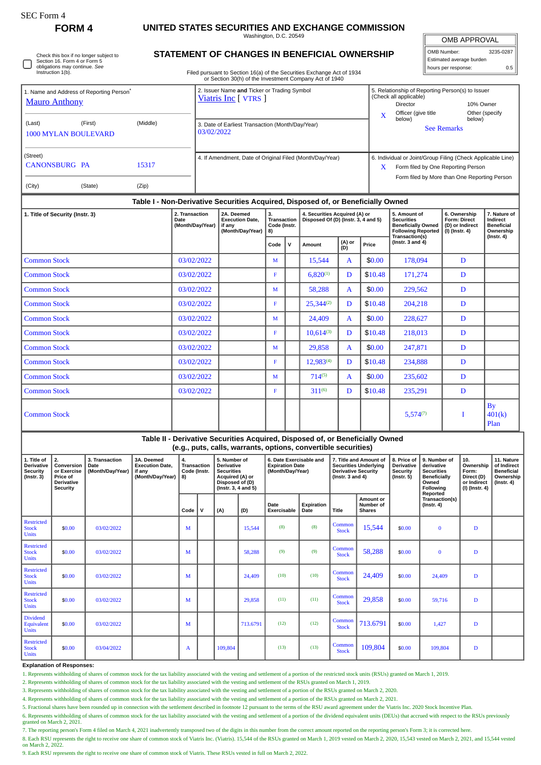SEC Form 4

**FORM 4**

# UNITED STATES SECURITIES AND EXCHANGE COMMISSION

Washington, D.C. 20549

## STATEMENT OF CHANGES IN BENEFICIAL OWNERSHIP

Filed pursuant to Section 16(a) of the Securities Exchange Act of 1934 or Section 30(h) of the Investment Company Act of 1940

| OMB APPROVAL | |
|---|---|
| OMB Number: | 3235-0287 |
| Estimated average burden | |
| hours per response: | 0.5 |

☐ Check this box if no longer subject to Section 16. Form 4 or Form 5 obligations may continue. *See* Instruction 1(b).

1. Name and Address of Reporting Person*
Mauro Anthony

(Last) (First) (Middle)
1000 MYLAN BOULEVARD

(Street)
CANONSBURG PA 15317

(City) (State) (Zip)

2. Issuer Name **and** Ticker or Trading Symbol
Viatris Inc [ VTRS ]

3. Date of Earliest Transaction (Month/Day/Year)
03/02/2022

4. If Amendment, Date of Original Filed (Month/Day/Year)

5. Relationship of Reporting Person(s) to Issuer (Check all applicable)
Director | 10% Owner
X Officer (give title below) | Other (specify below)
See Remarks

6. Individual or Joint/Group Filing (Check Applicable Line)
X Form filed by One Reporting Person
Form filed by More than One Reporting Person

### Table I - Non-Derivative Securities Acquired, Disposed of, or Beneficially Owned

| 1. Title of Security (Instr. 3) | 2. Transaction Date (Month/Day/Year) | 2A. Deemed Execution Date, if any (Month/Day/Year) | 3. Transaction Code (Instr. 8) | | 4. Securities Acquired (A) or Disposed Of (D) (Instr. 3, 4 and 5) | | | 5. Amount of Securities Beneficially Owned Following Reported Transaction(s) (Instr. 3 and 4) | 6. Ownership Form: Direct (D) or Indirect (I) (Instr. 4) | 7. Nature of Indirect Beneficial Ownership (Instr. 4) |
|---|---|---|---|---|---|---|---|---|---|---|
| | | | Code | V | Amount | (A) or (D) | Price | | | |
| Common Stock | 03/02/2022 | | M | | 15,544 | A | $0.00 | 178,094 | D | |
| Common Stock | 03/02/2022 | | F | | 6,820[(1)] | D | $10.48 | 171,274 | D | |
| Common Stock | 03/02/2022 | | M | | 58,288 | A | $0.00 | 229,562 | D | |
| Common Stock | 03/02/2022 | | F | | 25,344[(2)] | D | $10.48 | 204,218 | D | |
| Common Stock | 03/02/2022 | | M | | 24,409 | A | $0.00 | 228,627 | D | |
| Common Stock | 03/02/2022 | | F | | 10,614[(3)] | D | $10.48 | 218,013 | D | |
| Common Stock | 03/02/2022 | | M | | 29,858 | A | $0.00 | 247,871 | D | |
| Common Stock | 03/02/2022 | | F | | 12,983[(4)] | D | $10.48 | 234,888 | D | |
| Common Stock | 03/02/2022 | | M | | 714[(5)] | A | $0.00 | 235,602 | D | |
| Common Stock | 03/02/2022 | | F | | 311[(6)] | D | $10.48 | 235,291 | D | |
| Common Stock | | | | | | | | 5,574[(7)] | I | By 401(k) Plan |

### Table II - Derivative Securities Acquired, Disposed of, or Beneficially Owned (e.g., puts, calls, warrants, options, convertible securities)

| 1. Title of Derivative Security (Instr. 3) | 2. Conversion or Exercise Price of Derivative Security | 3. Transaction Date (Month/Day/Year) | 3A. Deemed Execution Date, if any (Month/Day/Year) | 4. Transaction Code (Instr. 8) | | 5. Number of Derivative Securities Acquired (A) or Disposed of (D) (Instr. 3, 4 and 5) | | 6. Date Exercisable and Expiration Date (Month/Day/Year) | | 7. Title and Amount of Securities Underlying Derivative Security (Instr. 3 and 4) | | 8. Price of Derivative Security (Instr. 5) | 9. Number of derivative Securities Beneficially Owned Following Reported Transaction(s) (Instr. 4) | 10. Ownership Form: Direct (D) or Indirect (I) (Instr. 4) | 11. Nature of Indirect Beneficial Ownership (Instr. 4) |
|---|---|---|---|---|---|---|---|---|---|---|---|---|---|---|---|
| | | | | Code | V | (A) | (D) | Date Exercisable | Expiration Date | Title | Amount or Number of Shares | | | | |
| Restricted Stock Units | $0.00 | 03/02/2022 | | M | | | 15,544 | (8) | (8) | Common Stock | 15,544 | $0.00 | 0 | D | |
| Restricted Stock Units | $0.00 | 03/02/2022 | | M | | | 58,288 | (9) | (9) | Common Stock | 58,288 | $0.00 | 0 | D | |
| Restricted Stock Units | $0.00 | 03/02/2022 | | M | | | 24,409 | (10) | (10) | Common Stock | 24,409 | $0.00 | 24,409 | D | |
| Restricted Stock Units | $0.00 | 03/02/2022 | | M | | | 29,858 | (11) | (11) | Common Stock | 29,858 | $0.00 | 59,716 | D | |
| Dividend Equivalent Units | $0.00 | 03/02/2022 | | M | | | 713.6791 | (12) | (12) | Common Stock | 713.6791 | $0.00 | 1,427 | D | |
| Restricted Stock Units | $0.00 | 03/04/2022 | | A | | 109,804 | | (13) | (13) | Common Stock | 109,804 | $0.00 | 109,804 | D | |

**Explanation of Responses:**

1. Represents withholding of shares of common stock for the tax liability associated with the vesting and settlement of a portion of the restricted stock units (RSUs) granted on March 1, 2019.
2. Represents withholding of shares of common stock for the tax liability associated with the vesting and settlement of the RSUs granted on March 1, 2019.
3. Represents withholding of shares of common stock for the tax liability associated with the vesting and settlement of a portion of the RSUs granted on March 2, 2020.
4. Represents withholding of shares of common stock for the tax liability associated with the vesting and settlement of a portion of the RSUs granted on March 2, 2021.
5. Fractional shares have been rounded up in connection with the settlement described in footnote 12 pursuant to the terms of the RSU award agreement under the Viatris Inc. 2020 Stock Incentive Plan.
6. Represents withholding of shares of common stock for the tax liability associated with the vesting and settlement of a portion of the dividend equivalent units (DEUs) that accrued with respect to the RSUs previously granted on March 2, 2021.
7. The reporting person's Form 4 filed on March 4, 2021 inadvertently transposed two of the digits in this number from the correct amount reported on the reporting person's Form 3; it is corrected here.
8. Each RSU represents the right to receive one share of common stock of Viatris Inc. (Viatris). 15,544 of the RSUs granted on March 1, 2019 vested on March 2, 2020, 15,543 vested on March 2, 2021, and 15,544 vested on March 2, 2022.
9. Each RSU represents the right to receive one share of common stock of Viatris. These RSUs vested in full on March 2, 2022.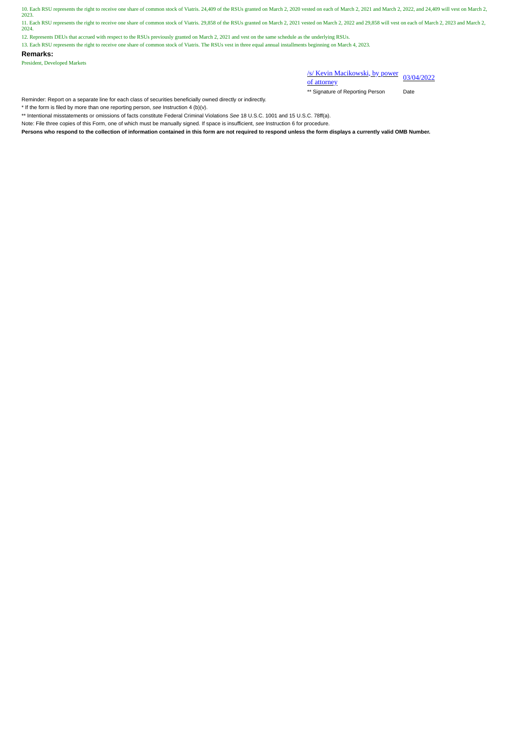10. Each RSU represents the right to receive one share of common stock of Viatris. 24,409 of the RSUs granted on March 2, 2020 vested on each of March 2, 2021 and March 2, 2022, and 24,409 will vest on March 2, 2023.

11. Each RSU represents the right to receive one share of common stock of Viatris. 29,858 of the RSUs granted on March 2, 2021 vested on March 2, 2022 and 29,858 will vest on each of March 2, 2023 and March 2, 2024.

12. Represents DEUs that accrued with respect to the RSUs previously granted on March 2, 2021 and vest on the same schedule as the underlying RSUs.

13. Each RSU represents the right to receive one share of common stock of Viatris. The RSUs vest in three equal annual installments beginning on March 4, 2023.

**Remarks:**

President, Developed Markets

| | |
|---|---|
| /s/ Kevin Macikowski, by power of attorney | 03/04/2022 |
| ** Signature of Reporting Person | Date |

Reminder: Report on a separate line for each class of securities beneficially owned directly or indirectly.

* If the form is filed by more than one reporting person, *see* Instruction 4 (b)(v).

** Intentional misstatements or omissions of facts constitute Federal Criminal Violations *See* 18 U.S.C. 1001 and 15 U.S.C. 78ff(a).

Note: File three copies of this Form, one of which must be manually signed. If space is insufficient, *see* Instruction 6 for procedure.

**Persons who respond to the collection of information contained in this form are not required to respond unless the form displays a currently valid OMB Number.**